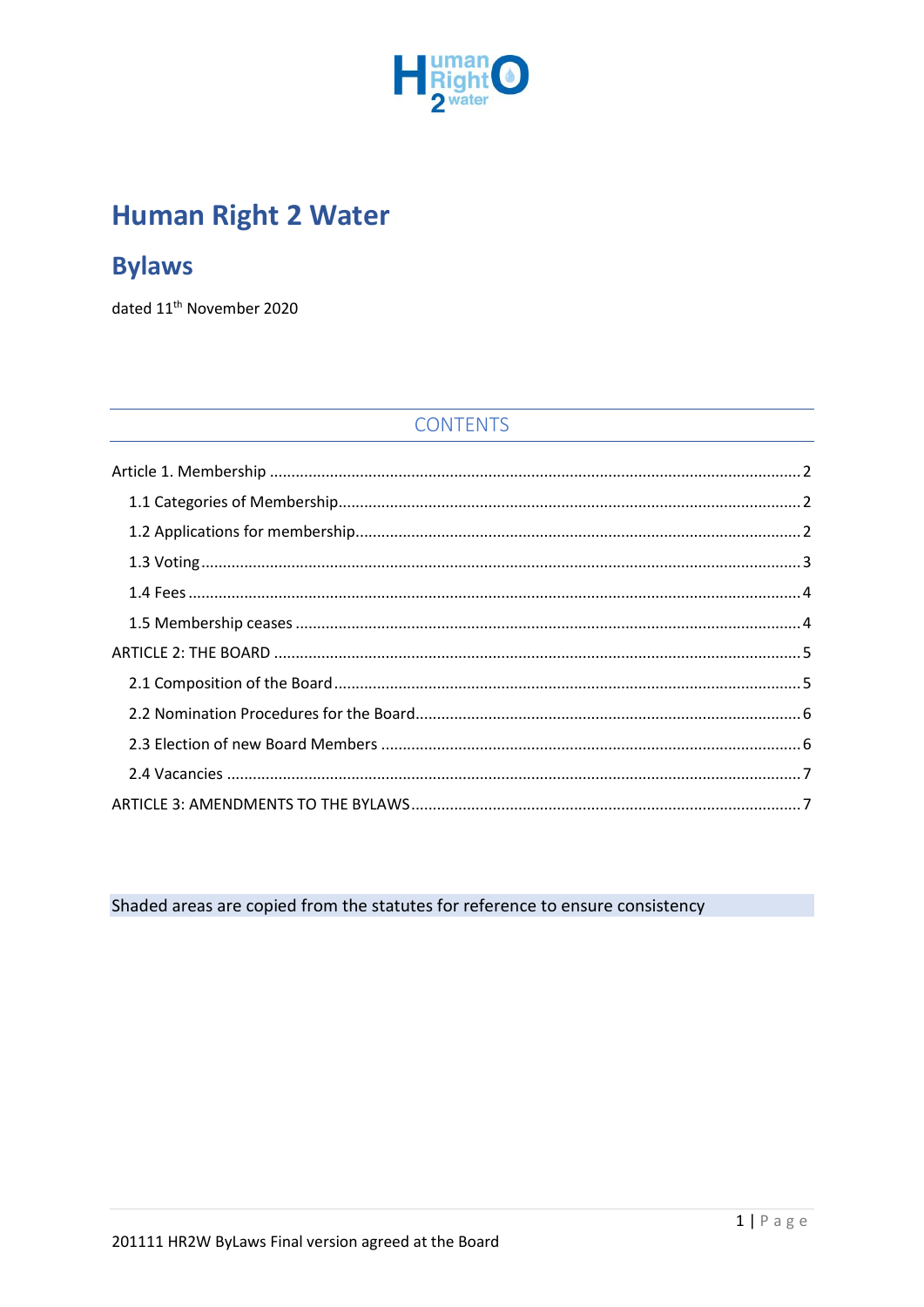# Human Right 2 Water

## Bylaws

dated 11th November 2020

### CONTENTS

Article 1. Membership ........ 2
- 1.1 Categories of Membership ........ 2
- 1.2 Applications for membership ........ 2
- 1.3 Voting ........ 3
- 1.4 Fees ........ 4
- 1.5 Membership ceases ........ 4

ARTICLE 2: THE BOARD ........ 5
- 2.1 Composition of the Board ........ 5
- 2.2 Nomination Procedures for the Board ........ 6
- 2.3 Election of new Board Members ........ 6
- 2.4 Vacancies ........ 7

ARTICLE 3: AMENDMENTS TO THE BYLAWS ........ 7

Shaded areas are copied from the statutes for reference to ensure consistency

201111 HR2W ByLaws Final version agreed at the Board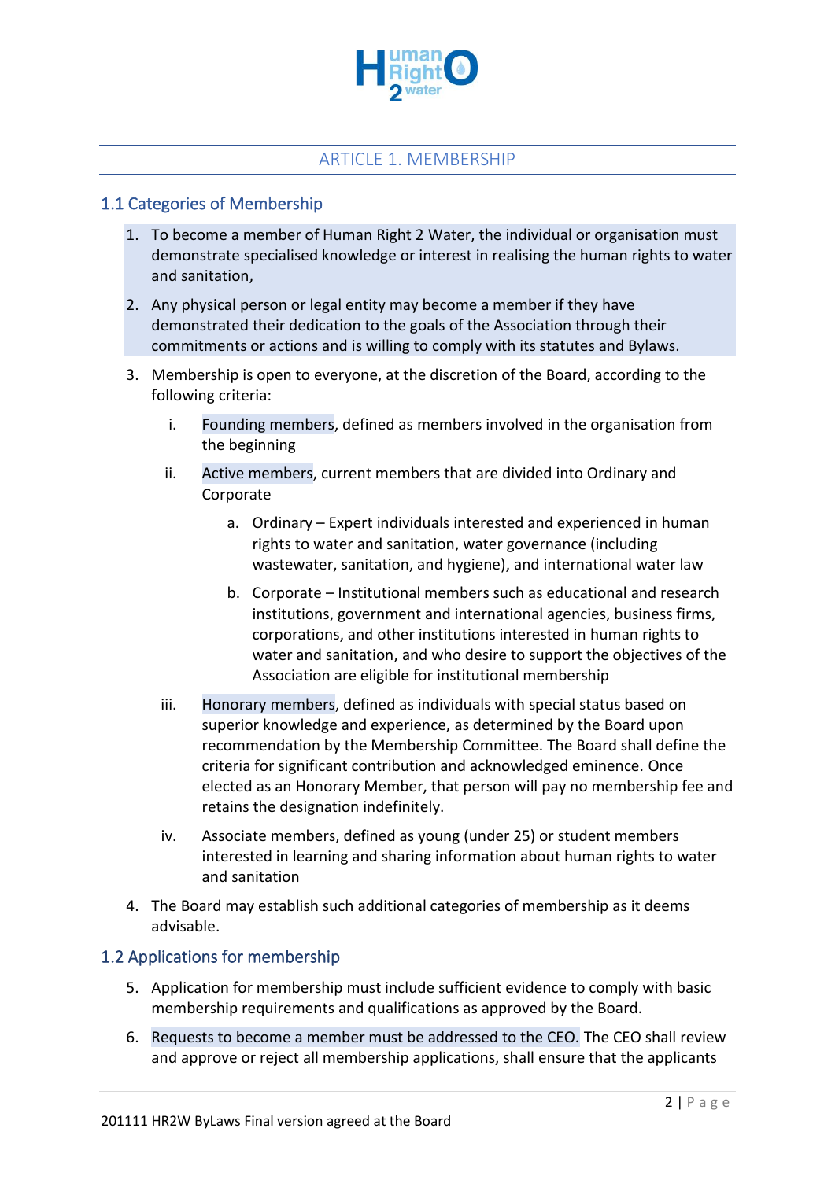## ARTICLE 1. MEMBERSHIP

### 1.1 Categories of Membership

1. To become a member of Human Right 2 Water, the individual or organisation must demonstrate specialised knowledge or interest in realising the human rights to water and sanitation,
2. Any physical person or legal entity may become a member if they have demonstrated their dedication to the goals of the Association through their commitments or actions and is willing to comply with its statutes and Bylaws.
3. Membership is open to everyone, at the discretion of the Board, according to the following criteria:
   i. Founding members, defined as members involved in the organisation from the beginning
   ii. Active members, current members that are divided into Ordinary and Corporate
      a. Ordinary – Expert individuals interested and experienced in human rights to water and sanitation, water governance (including wastewater, sanitation, and hygiene), and international water law
      b. Corporate – Institutional members such as educational and research institutions, government and international agencies, business firms, corporations, and other institutions interested in human rights to water and sanitation, and who desire to support the objectives of the Association are eligible for institutional membership
   iii. Honorary members, defined as individuals with special status based on superior knowledge and experience, as determined by the Board upon recommendation by the Membership Committee. The Board shall define the criteria for significant contribution and acknowledged eminence. Once elected as an Honorary Member, that person will pay no membership fee and retains the designation indefinitely.
   iv. Associate members, defined as young (under 25) or student members interested in learning and sharing information about human rights to water and sanitation
4. The Board may establish such additional categories of membership as it deems advisable.

### 1.2 Applications for membership

5. Application for membership must include sufficient evidence to comply with basic membership requirements and qualifications as approved by the Board.
6. Requests to become a member must be addressed to the CEO. The CEO shall review and approve or reject all membership applications, shall ensure that the applicants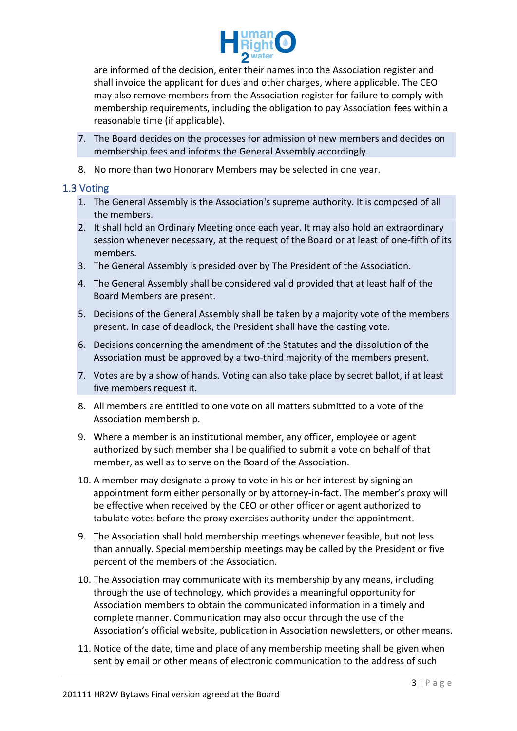are informed of the decision, enter their names into the Association register and shall invoice the applicant for dues and other charges, where applicable. The CEO may also remove members from the Association register for failure to comply with membership requirements, including the obligation to pay Association fees within a reasonable time (if applicable).

7. The Board decides on the processes for admission of new members and decides on membership fees and informs the General Assembly accordingly.

8. No more than two Honorary Members may be selected in one year.

## 1.3 Voting

1. The General Assembly is the Association's supreme authority. It is composed of all the members.
2. It shall hold an Ordinary Meeting once each year. It may also hold an extraordinary session whenever necessary, at the request of the Board or at least of one-fifth of its members.
3. The General Assembly is presided over by The President of the Association.
4. The General Assembly shall be considered valid provided that at least half of the Board Members are present.
5. Decisions of the General Assembly shall be taken by a majority vote of the members present. In case of deadlock, the President shall have the casting vote.
6. Decisions concerning the amendment of the Statutes and the dissolution of the Association must be approved by a two-third majority of the members present.
7. Votes are by a show of hands. Voting can also take place by secret ballot, if at least five members request it.
8. All members are entitled to one vote on all matters submitted to a vote of the Association membership.
9. Where a member is an institutional member, any officer, employee or agent authorized by such member shall be qualified to submit a vote on behalf of that member, as well as to serve on the Board of the Association.
10. A member may designate a proxy to vote in his or her interest by signing an appointment form either personally or by attorney-in-fact. The member's proxy will be effective when received by the CEO or other officer or agent authorized to tabulate votes before the proxy exercises authority under the appointment.

9. The Association shall hold membership meetings whenever feasible, but not less than annually. Special membership meetings may be called by the President or five percent of the members of the Association.

10. The Association may communicate with its membership by any means, including through the use of technology, which provides a meaningful opportunity for Association members to obtain the communicated information in a timely and complete manner. Communication may also occur through the use of the Association's official website, publication in Association newsletters, or other means.

11. Notice of the date, time and place of any membership meeting shall be given when sent by email or other means of electronic communication to the address of such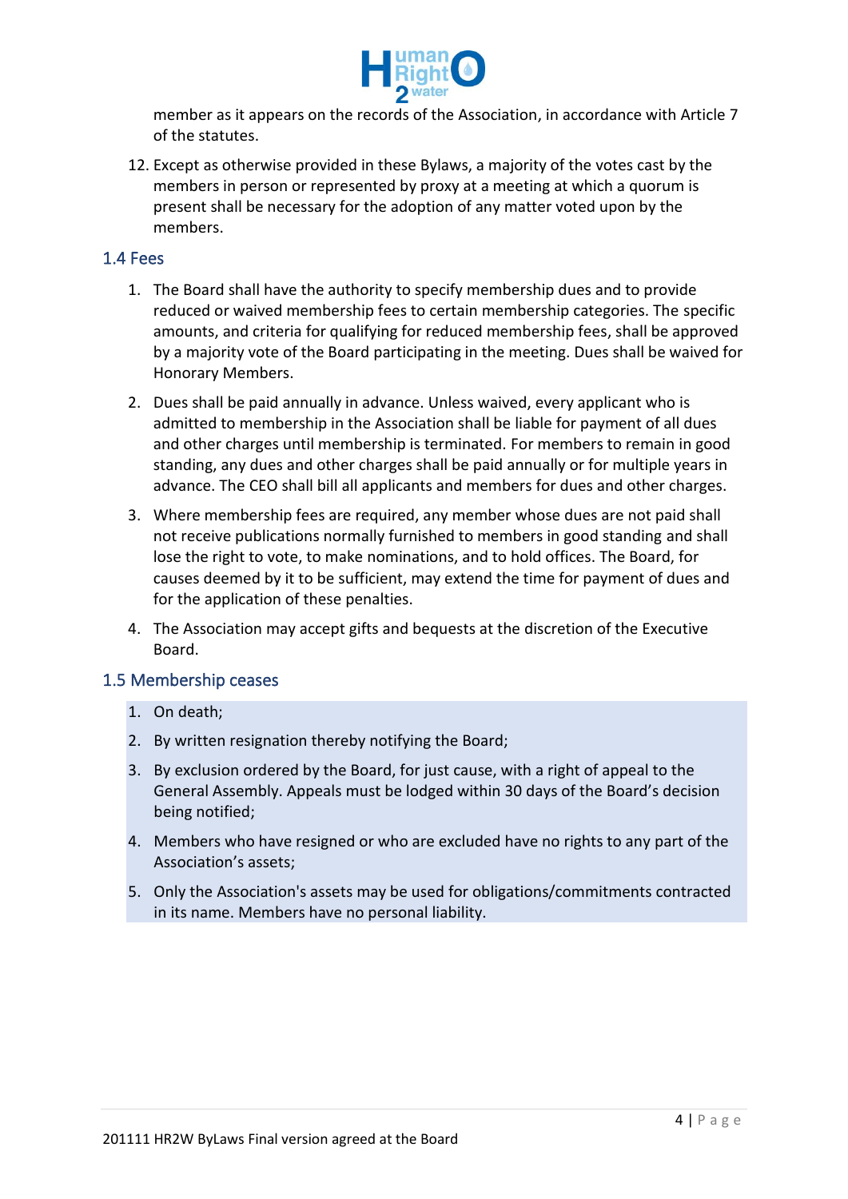member as it appears on the records of the Association, in accordance with Article 7 of the statutes.

12. Except as otherwise provided in these Bylaws, a majority of the votes cast by the members in person or represented by proxy at a meeting at which a quorum is present shall be necessary for the adoption of any matter voted upon by the members.

### 1.4 Fees

1. The Board shall have the authority to specify membership dues and to provide reduced or waived membership fees to certain membership categories. The specific amounts, and criteria for qualifying for reduced membership fees, shall be approved by a majority vote of the Board participating in the meeting. Dues shall be waived for Honorary Members.
2. Dues shall be paid annually in advance. Unless waived, every applicant who is admitted to membership in the Association shall be liable for payment of all dues and other charges until membership is terminated. For members to remain in good standing, any dues and other charges shall be paid annually or for multiple years in advance. The CEO shall bill all applicants and members for dues and other charges.
3. Where membership fees are required, any member whose dues are not paid shall not receive publications normally furnished to members in good standing and shall lose the right to vote, to make nominations, and to hold offices. The Board, for causes deemed by it to be sufficient, may extend the time for payment of dues and for the application of these penalties.
4. The Association may accept gifts and bequests at the discretion of the Executive Board.

### 1.5 Membership ceases

1. On death;
2. By written resignation thereby notifying the Board;
3. By exclusion ordered by the Board, for just cause, with a right of appeal to the General Assembly. Appeals must be lodged within 30 days of the Board's decision being notified;
4. Members who have resigned or who are excluded have no rights to any part of the Association's assets;
5. Only the Association's assets may be used for obligations/commitments contracted in its name. Members have no personal liability.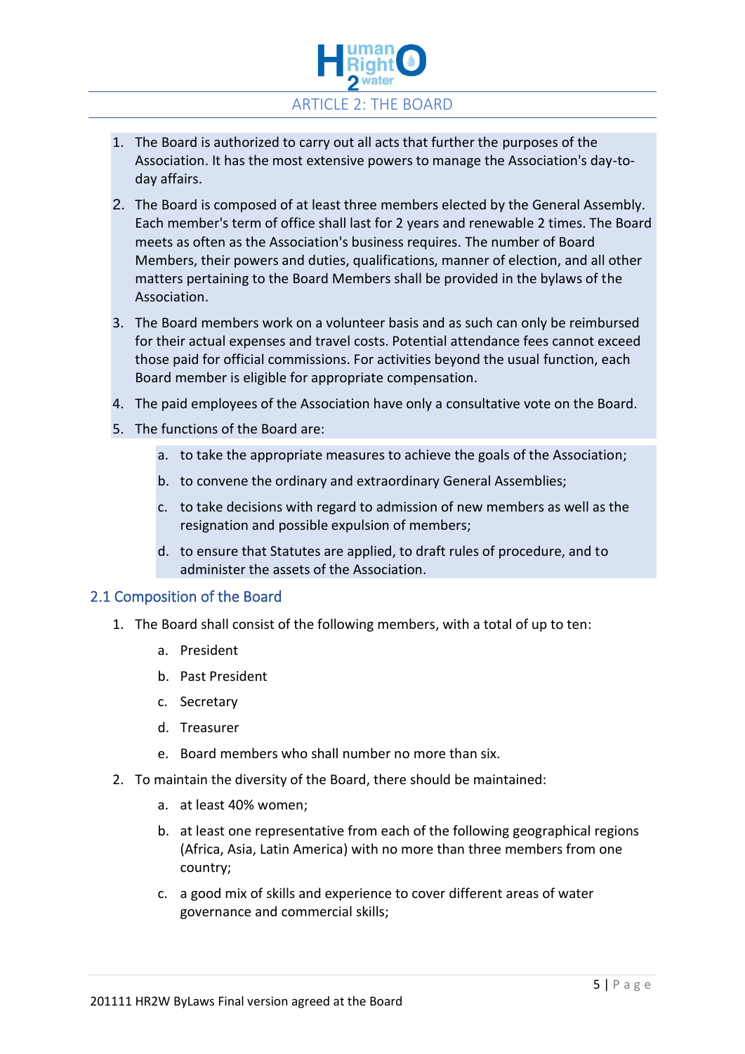# ARTICLE 2: THE BOARD

1. The Board is authorized to carry out all acts that further the purposes of the Association. It has the most extensive powers to manage the Association's day-to-day affairs.
2. The Board is composed of at least three members elected by the General Assembly. Each member's term of office shall last for 2 years and renewable 2 times. The Board meets as often as the Association's business requires. The number of Board Members, their powers and duties, qualifications, manner of election, and all other matters pertaining to the Board Members shall be provided in the bylaws of the Association.
3. The Board members work on a volunteer basis and as such can only be reimbursed for their actual expenses and travel costs. Potential attendance fees cannot exceed those paid for official commissions. For activities beyond the usual function, each Board member is eligible for appropriate compensation.
4. The paid employees of the Association have only a consultative vote on the Board.
5. The functions of the Board are:
   a. to take the appropriate measures to achieve the goals of the Association;
   b. to convene the ordinary and extraordinary General Assemblies;
   c. to take decisions with regard to admission of new members as well as the resignation and possible expulsion of members;
   d. to ensure that Statutes are applied, to draft rules of procedure, and to administer the assets of the Association.

## 2.1 Composition of the Board

1. The Board shall consist of the following members, with a total of up to ten:
   a. President
   b. Past President
   c. Secretary
   d. Treasurer
   e. Board members who shall number no more than six.
2. To maintain the diversity of the Board, there should be maintained:
   a. at least 40% women;
   b. at least one representative from each of the following geographical regions (Africa, Asia, Latin America) with no more than three members from one country;
   c. a good mix of skills and experience to cover different areas of water governance and commercial skills;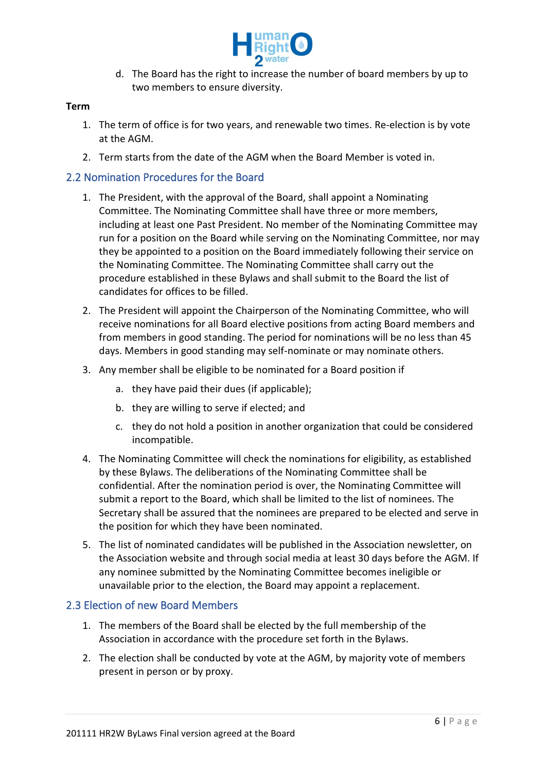d. The Board has the right to increase the number of board members by up to two members to ensure diversity.

**Term**

1. The term of office is for two years, and renewable two times. Re-election is by vote at the AGM.
2. Term starts from the date of the AGM when the Board Member is voted in.

## 2.2 Nomination Procedures for the Board

1. The President, with the approval of the Board, shall appoint a Nominating Committee. The Nominating Committee shall have three or more members, including at least one Past President. No member of the Nominating Committee may run for a position on the Board while serving on the Nominating Committee, nor may they be appointed to a position on the Board immediately following their service on the Nominating Committee. The Nominating Committee shall carry out the procedure established in these Bylaws and shall submit to the Board the list of candidates for offices to be filled.
2. The President will appoint the Chairperson of the Nominating Committee, who will receive nominations for all Board elective positions from acting Board members and from members in good standing. The period for nominations will be no less than 45 days. Members in good standing may self-nominate or may nominate others.
3. Any member shall be eligible to be nominated for a Board position if
    a. they have paid their dues (if applicable);
    b. they are willing to serve if elected; and
    c. they do not hold a position in another organization that could be considered incompatible.
4. The Nominating Committee will check the nominations for eligibility, as established by these Bylaws. The deliberations of the Nominating Committee shall be confidential. After the nomination period is over, the Nominating Committee will submit a report to the Board, which shall be limited to the list of nominees. The Secretary shall be assured that the nominees are prepared to be elected and serve in the position for which they have been nominated.
5. The list of nominated candidates will be published in the Association newsletter, on the Association website and through social media at least 30 days before the AGM. If any nominee submitted by the Nominating Committee becomes ineligible or unavailable prior to the election, the Board may appoint a replacement.

## 2.3 Election of new Board Members

1. The members of the Board shall be elected by the full membership of the Association in accordance with the procedure set forth in the Bylaws.
2. The election shall be conducted by vote at the AGM, by majority vote of members present in person or by proxy.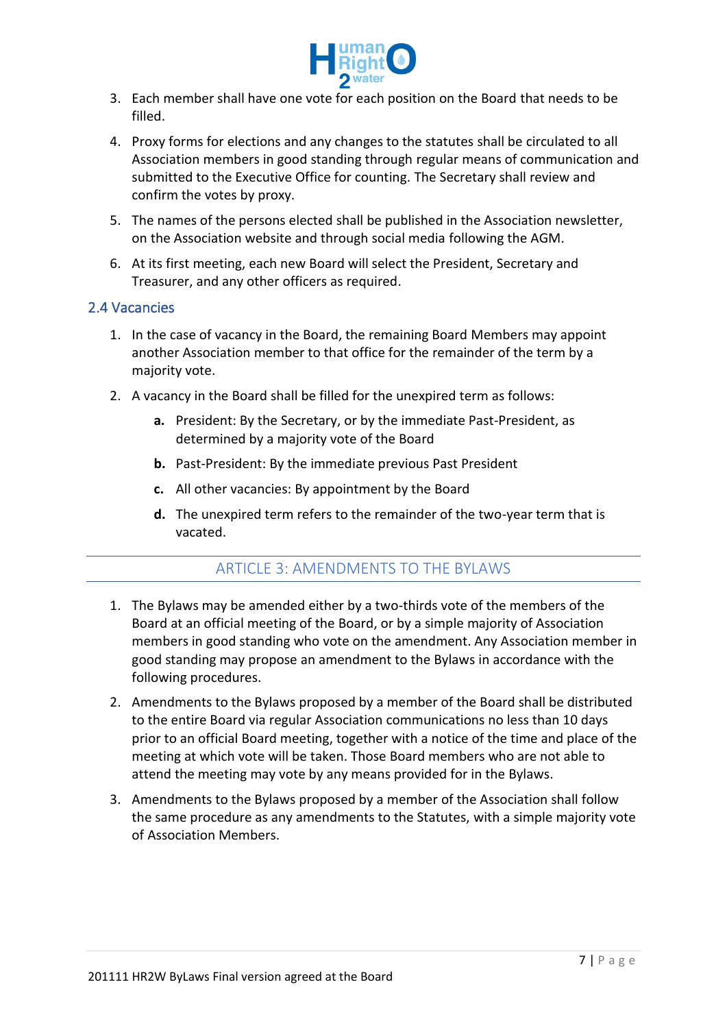3. Each member shall have one vote for each position on the Board that needs to be filled.
4. Proxy forms for elections and any changes to the statutes shall be circulated to all Association members in good standing through regular means of communication and submitted to the Executive Office for counting. The Secretary shall review and confirm the votes by proxy.
5. The names of the persons elected shall be published in the Association newsletter, on the Association website and through social media following the AGM.
6. At its first meeting, each new Board will select the President, Secretary and Treasurer, and any other officers as required.

### 2.4 Vacancies

1. In the case of vacancy in the Board, the remaining Board Members may appoint another Association member to that office for the remainder of the term by a majority vote.
2. A vacancy in the Board shall be filled for the unexpired term as follows:
   - **a.** President: By the Secretary, or by the immediate Past-President, as determined by a majority vote of the Board
   - **b.** Past-President: By the immediate previous Past President
   - **c.** All other vacancies: By appointment by the Board
   - **d.** The unexpired term refers to the remainder of the two-year term that is vacated.

## ARTICLE 3: AMENDMENTS TO THE BYLAWS

1. The Bylaws may be amended either by a two-thirds vote of the members of the Board at an official meeting of the Board, or by a simple majority of Association members in good standing who vote on the amendment. Any Association member in good standing may propose an amendment to the Bylaws in accordance with the following procedures.
2. Amendments to the Bylaws proposed by a member of the Board shall be distributed to the entire Board via regular Association communications no less than 10 days prior to an official Board meeting, together with a notice of the time and place of the meeting at which vote will be taken. Those Board members who are not able to attend the meeting may vote by any means provided for in the Bylaws.
3. Amendments to the Bylaws proposed by a member of the Association shall follow the same procedure as any amendments to the Statutes, with a simple majority vote of Association Members.